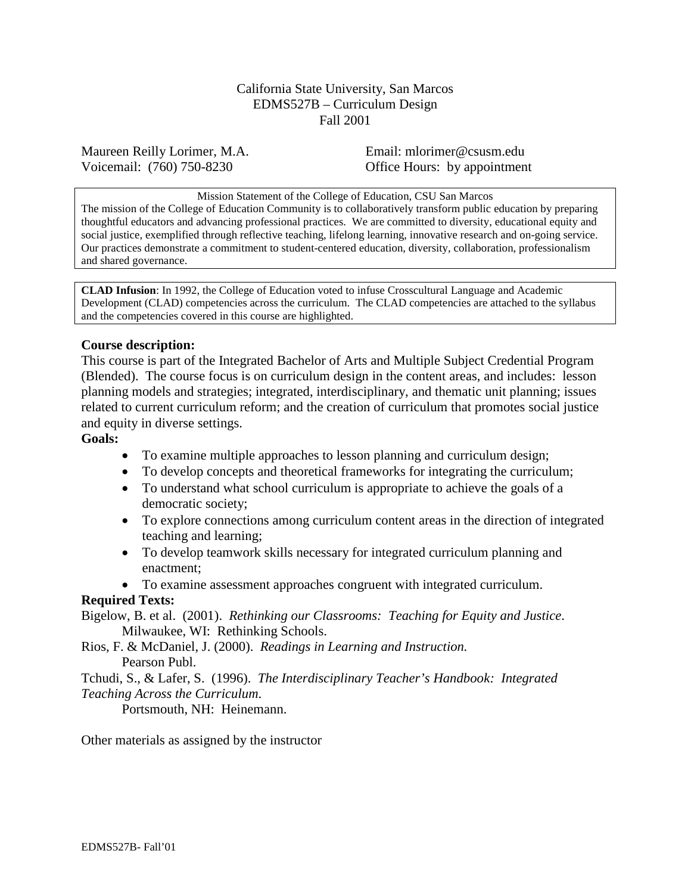California State University, San Marcos
EDMS527B – Curriculum Design
Fall 2001

Maureen Reilly Lorimer, M.A.
Voicemail: (760) 750-8230

Email: mlorimer@csusm.edu
Office Hours: by appointment

Mission Statement of the College of Education, CSU San Marcos

The mission of the College of Education Community is to collaboratively transform public education by preparing thoughtful educators and advancing professional practices. We are committed to diversity, educational equity and social justice, exemplified through reflective teaching, lifelong learning, innovative research and on-going service. Our practices demonstrate a commitment to student-centered education, diversity, collaboration, professionalism and shared governance.

**CLAD Infusion**: In 1992, the College of Education voted to infuse Crosscultural Language and Academic Development (CLAD) competencies across the curriculum. The CLAD competencies are attached to the syllabus and the competencies covered in this course are highlighted.

**Course description:**

This course is part of the Integrated Bachelor of Arts and Multiple Subject Credential Program (Blended). The course focus is on curriculum design in the content areas, and includes: lesson planning models and strategies; integrated, interdisciplinary, and thematic unit planning; issues related to current curriculum reform; and the creation of curriculum that promotes social justice and equity in diverse settings.

**Goals:**

- To examine multiple approaches to lesson planning and curriculum design;
- To develop concepts and theoretical frameworks for integrating the curriculum;
- To understand what school curriculum is appropriate to achieve the goals of a democratic society;
- To explore connections among curriculum content areas in the direction of integrated teaching and learning;
- To develop teamwork skills necessary for integrated curriculum planning and enactment;
- To examine assessment approaches congruent with integrated curriculum.

**Required Texts:**

Bigelow, B. et al. (2001). *Rethinking our Classrooms: Teaching for Equity and Justice*. Milwaukee, WI: Rethinking Schools.

Rios, F. & McDaniel, J. (2000). *Readings in Learning and Instruction.* Pearson Publ.

Tchudi, S., & Lafer, S. (1996). *The Interdisciplinary Teacher's Handbook: Integrated Teaching Across the Curriculum.* Portsmouth, NH: Heinemann.

Other materials as assigned by the instructor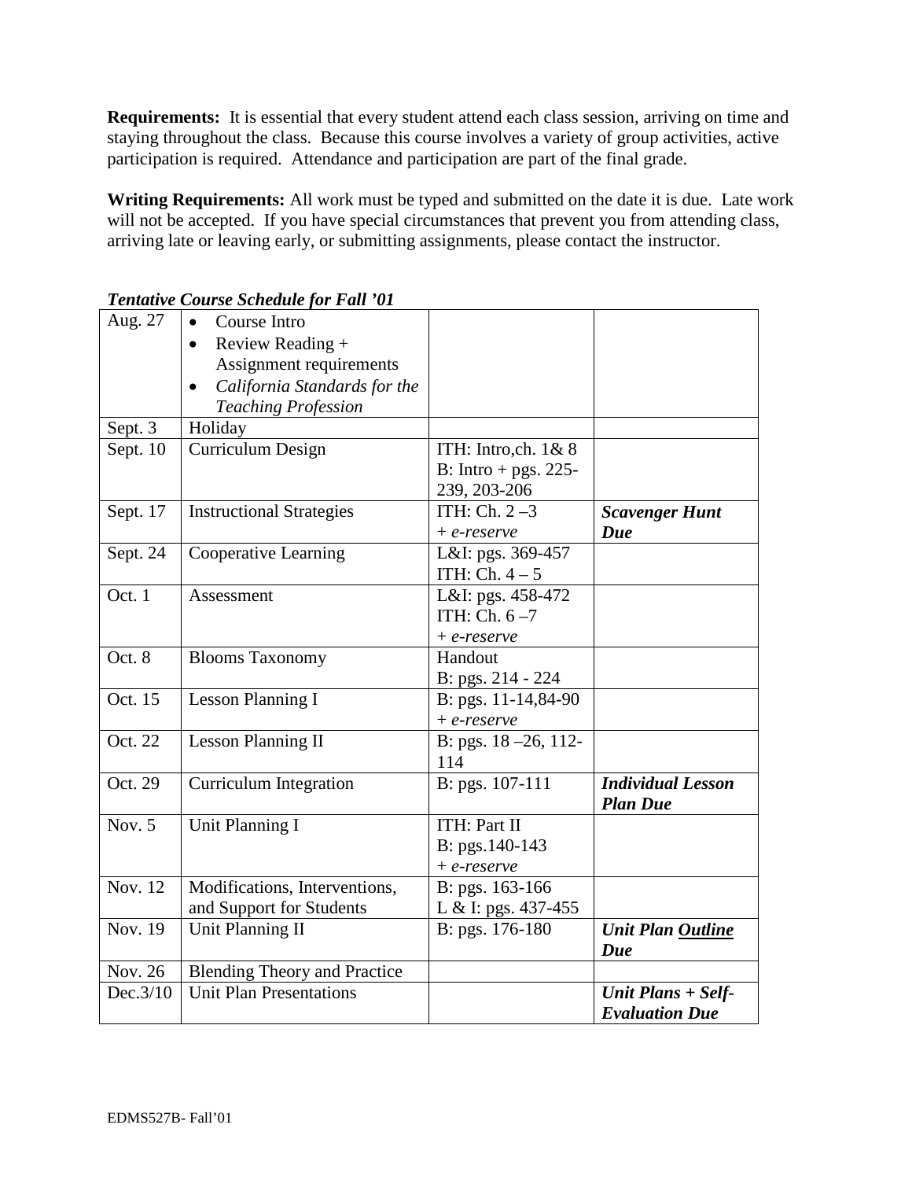**Requirements:** It is essential that every student attend each class session, arriving on time and staying throughout the class. Because this course involves a variety of group activities, active participation is required. Attendance and participation are part of the final grade.

**Writing Requirements:** All work must be typed and submitted on the date it is due. Late work will not be accepted. If you have special circumstances that prevent you from attending class, arriving late or leaving early, or submitting assignments, please contact the instructor.

***Tentative Course Schedule for Fall '01***

| | | | |
|---|---|---|---|
| Aug. 27 | • Course Intro<br>• Review Reading + Assignment requirements<br>• *California Standards for the Teaching Profession* | | |
| Sept. 3 | Holiday | | |
| Sept. 10 | Curriculum Design | ITH: Intro,ch. 1& 8<br>B: Intro + pgs. 225-239, 203-206 | |
| Sept. 17 | Instructional Strategies | ITH: Ch. 2 –3<br>*+ e-reserve* | ***Scavenger Hunt Due*** |
| Sept. 24 | Cooperative Learning | L&I: pgs. 369-457<br>ITH: Ch. 4 – 5 | |
| Oct. 1 | Assessment | L&I: pgs. 458-472<br>ITH: Ch. 6 –7<br>*+ e-reserve* | |
| Oct. 8 | Blooms Taxonomy | Handout<br>B: pgs. 214 - 224 | |
| Oct. 15 | Lesson Planning I | B: pgs. 11-14,84-90<br>*+ e-reserve* | |
| Oct. 22 | Lesson Planning II | B: pgs. 18 –26, 112-114 | |
| Oct. 29 | Curriculum Integration | B: pgs. 107-111 | ***Individual Lesson Plan Due*** |
| Nov. 5 | Unit Planning I | ITH: Part II<br>B: pgs.140-143<br>*+ e-reserve* | |
| Nov. 12 | Modifications, Interventions, and Support for Students | B: pgs. 163-166<br>L & I: pgs. 437-455 | |
| Nov. 19 | Unit Planning II | B: pgs. 176-180 | ***Unit Plan <u>Outline</u> Due*** |
| Nov. 26 | Blending Theory and Practice | | |
| Dec.3/10 | Unit Plan Presentations | | ***Unit Plans + Self-Evaluation Due*** |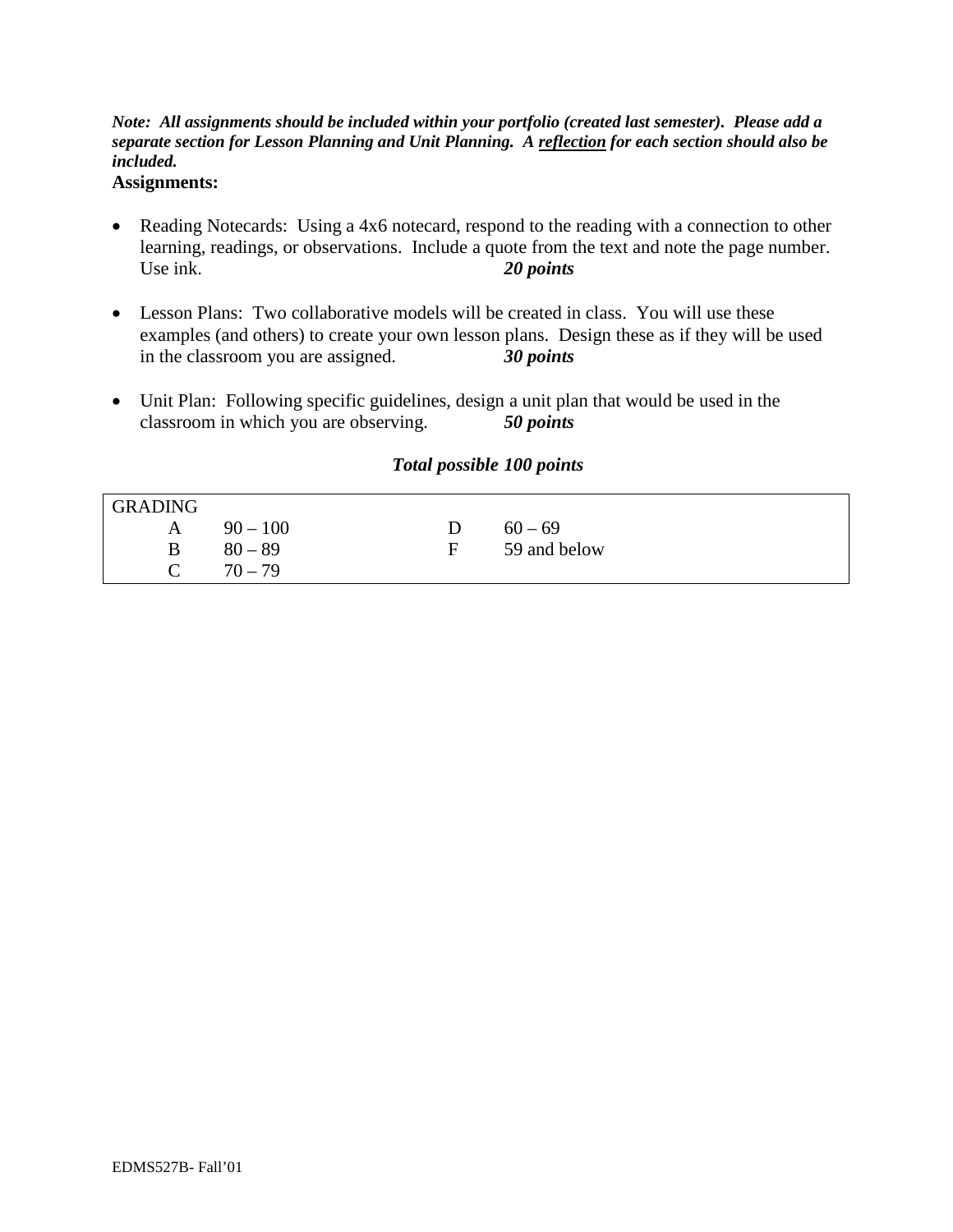***Note: All assignments should be included within your portfolio (created last semester). Please add a separate section for Lesson Planning and Unit Planning. A <u>reflection</u> for each section should also be included.***

**Assignments:**

- Reading Notecards: Using a 4x6 notecard, respond to the reading with a connection to other learning, readings, or observations. Include a quote from the text and note the page number. Use ink. ***20 points***

- Lesson Plans: Two collaborative models will be created in class. You will use these examples (and others) to create your own lesson plans. Design these as if they will be used in the classroom you are assigned. ***30 points***

- Unit Plan: Following specific guidelines, design a unit plan that would be used in the classroom in which you are observing. ***50 points***

***Total possible 100 points***

| GRADING | | | |
|---|---|---|---|
| A | 90 – 100 | D | 60 – 69 |
| B | 80 – 89 | F | 59 and below |
| C | 70 – 79 | | |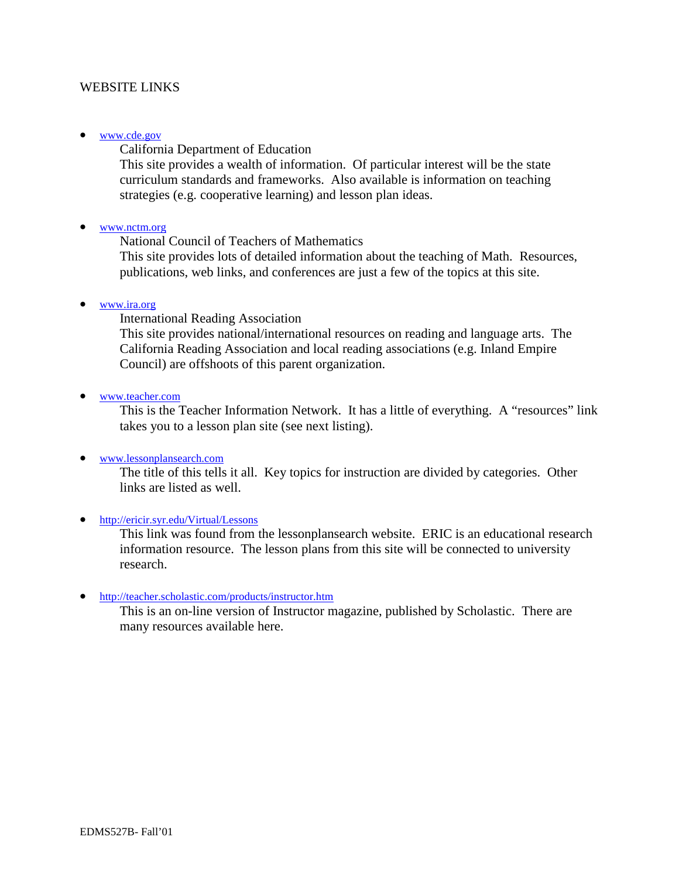# WEBSITE LINKS

- www.cde.gov

  California Department of Education

  This site provides a wealth of information. Of particular interest will be the state curriculum standards and frameworks. Also available is information on teaching strategies (e.g. cooperative learning) and lesson plan ideas.

- www.nctm.org

  National Council of Teachers of Mathematics

  This site provides lots of detailed information about the teaching of Math. Resources, publications, web links, and conferences are just a few of the topics at this site.

- www.ira.org

  International Reading Association

  This site provides national/international resources on reading and language arts. The California Reading Association and local reading associations (e.g. Inland Empire Council) are offshoots of this parent organization.

- www.teacher.com

  This is the Teacher Information Network. It has a little of everything. A "resources" link takes you to a lesson plan site (see next listing).

- www.lessonplansearch.com

  The title of this tells it all. Key topics for instruction are divided by categories. Other links are listed as well.

- http://ericir.syr.edu/Virtual/Lessons

  This link was found from the lessonplansearch website. ERIC is an educational research information resource. The lesson plans from this site will be connected to university research.

- http://teacher.scholastic.com/products/instructor.htm

  This is an on-line version of Instructor magazine, published by Scholastic. There are many resources available here.